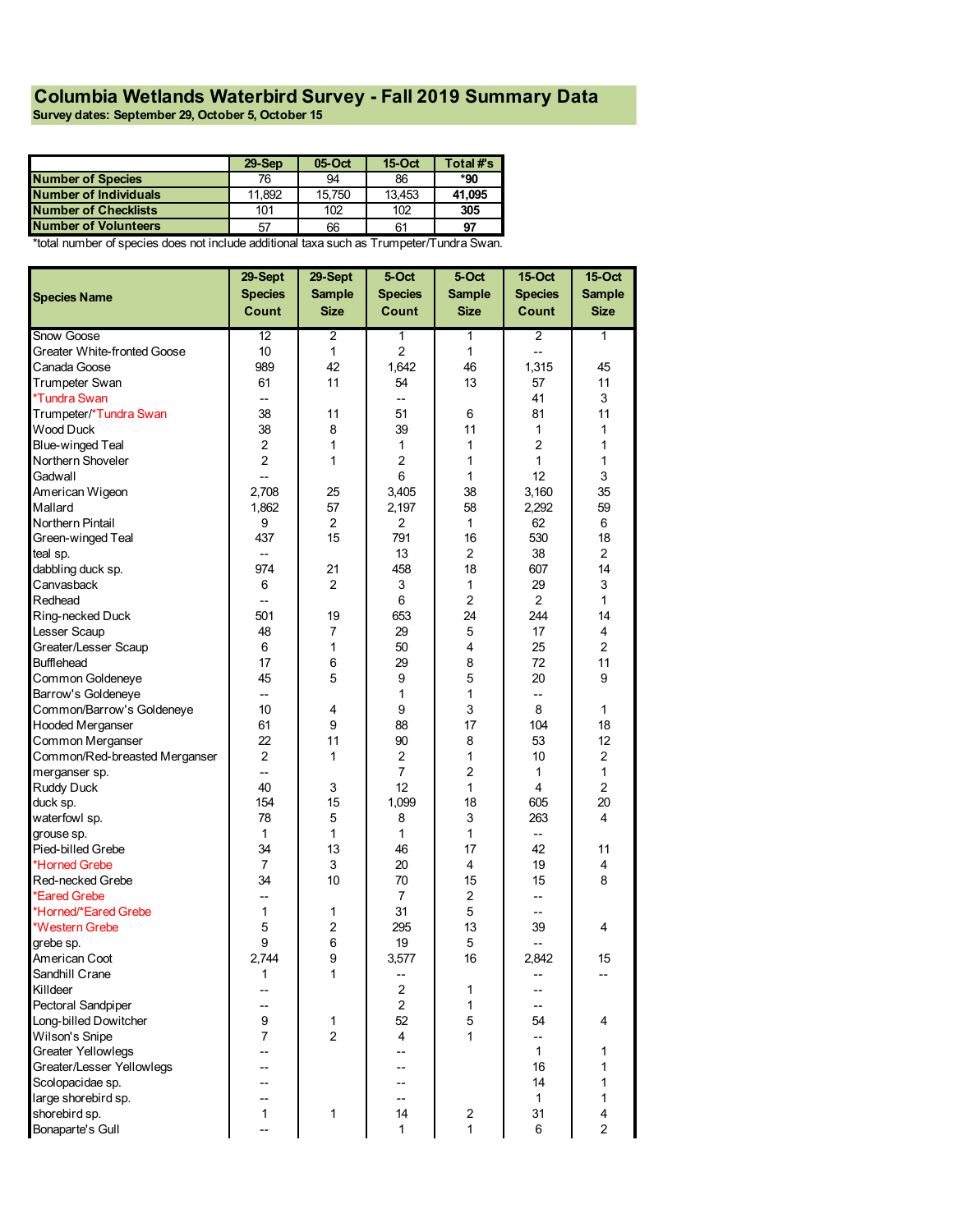# Columbia Wetlands Waterbird Survey - Fall 2019 Summary Data

**Survey dates: September 29, October 5, October 15**

| | 29-Sep | 05-Oct | 15-Oct | Total #'s |
|---|---|---|---|---|
| **Number of Species** | 76 | 94 | 86 | ***90** |
| **Number of Individuals** | 11,892 | 15,750 | 13,453 | **41,095** |
| **Number of Checklists** | 101 | 102 | 102 | **305** |
| **Number of Volunteers** | 57 | 66 | 61 | **97** |

*total number of species does not include additional taxa such as Trumpeter/Tundra Swan.

| Species Name | 29-Sept Species Count | 29-Sept Sample Size | 5-Oct Species Count | 5-Oct Sample Size | 15-Oct Species Count | 15-Oct Sample Size |
|---|---|---|---|---|---|---|
| Snow Goose | 12 | 2 | 1 | 1 | 2 | 1 |
| Greater White-fronted Goose | 10 | 1 | 2 | 1 | -- | |
| Canada Goose | 989 | 42 | 1,642 | 46 | 1,315 | 45 |
| Trumpeter Swan | 61 | 11 | 54 | 13 | 57 | 11 |
| *Tundra Swan | -- | | -- | | 41 | 3 |
| Trumpeter/*Tundra Swan | 38 | 11 | 51 | 6 | 81 | 11 |
| Wood Duck | 38 | 8 | 39 | 11 | 1 | 1 |
| Blue-winged Teal | 2 | 1 | 1 | 1 | 2 | 1 |
| Northern Shoveler | 2 | 1 | 2 | 1 | 1 | 1 |
| Gadwall | -- | | 6 | 1 | 12 | 3 |
| American Wigeon | 2,708 | 25 | 3,405 | 38 | 3,160 | 35 |
| Mallard | 1,862 | 57 | 2,197 | 58 | 2,292 | 59 |
| Northern Pintail | 9 | 2 | 2 | 1 | 62 | 6 |
| Green-winged Teal | 437 | 15 | 791 | 16 | 530 | 18 |
| teal sp. | -- | | 13 | 2 | 38 | 2 |
| dabbling duck sp. | 974 | 21 | 458 | 18 | 607 | 14 |
| Canvasback | 6 | 2 | 3 | 1 | 29 | 3 |
| Redhead | -- | | 6 | 2 | 2 | 1 |
| Ring-necked Duck | 501 | 19 | 653 | 24 | 244 | 14 |
| Lesser Scaup | 48 | 7 | 29 | 5 | 17 | 4 |
| Greater/Lesser Scaup | 6 | 1 | 50 | 4 | 25 | 2 |
| Bufflehead | 17 | 6 | 29 | 8 | 72 | 11 |
| Common Goldeneye | 45 | 5 | 9 | 5 | 20 | 9 |
| Barrow's Goldeneye | -- | | 1 | 1 | -- | |
| Common/Barrow's Goldeneye | 10 | 4 | 9 | 3 | 8 | 1 |
| Hooded Merganser | 61 | 9 | 88 | 17 | 104 | 18 |
| Common Merganser | 22 | 11 | 90 | 8 | 53 | 12 |
| Common/Red-breasted Merganser | 2 | 1 | 2 | 1 | 10 | 2 |
| merganser sp. | -- | | 7 | 2 | 1 | 1 |
| Ruddy Duck | 40 | 3 | 12 | 1 | 4 | 2 |
| duck sp. | 154 | 15 | 1,099 | 18 | 605 | 20 |
| waterfowl sp. | 78 | 5 | 8 | 3 | 263 | 4 |
| grouse sp. | 1 | 1 | 1 | 1 | -- | |
| Pied-billed Grebe | 34 | 13 | 46 | 17 | 42 | 11 |
| *Horned Grebe | 7 | 3 | 20 | 4 | 19 | 4 |
| Red-necked Grebe | 34 | 10 | 70 | 15 | 15 | 8 |
| *Eared Grebe | -- | | 7 | 2 | -- | |
| *Horned/*Eared Grebe | 1 | 1 | 31 | 5 | -- | |
| *Western Grebe | 5 | 2 | 295 | 13 | 39 | 4 |
| grebe sp. | 9 | 6 | 19 | 5 | -- | |
| American Coot | 2,744 | 9 | 3,577 | 16 | 2,842 | 15 |
| Sandhill Crane | 1 | 1 | -- | | -- | -- |
| Killdeer | -- | | 2 | 1 | -- | |
| Pectoral Sandpiper | -- | | 2 | 1 | -- | |
| Long-billed Dowitcher | 9 | 1 | 52 | 5 | 54 | 4 |
| Wilson's Snipe | 7 | 2 | 4 | 1 | -- | |
| Greater Yellowlegs | -- | | -- | | 1 | 1 |
| Greater/Lesser Yellowlegs | -- | | -- | | 16 | 1 |
| Scolopacidae sp. | -- | | -- | | 14 | 1 |
| large shorebird sp. | -- | | -- | | 1 | 1 |
| shorebird sp. | 1 | 1 | 14 | 2 | 31 | 4 |
| Bonaparte's Gull | -- | | 1 | 1 | 6 | 2 |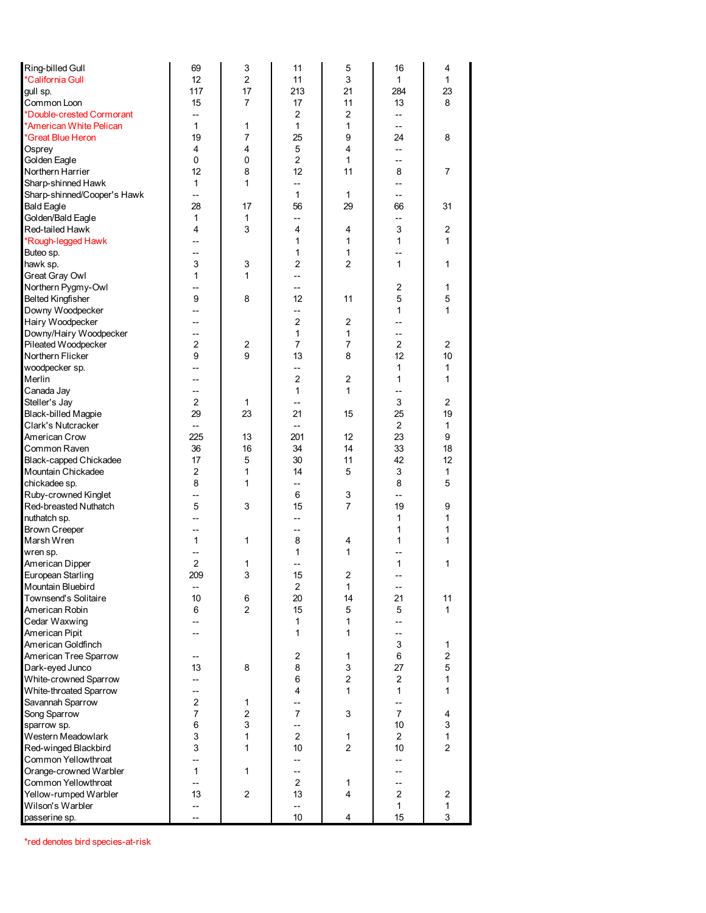| | | | | | | |
|---|---|---|---|---|---|---|
| Ring-billed Gull | 69 | 3 | 11 | 5 | 16 | 4 |
| *California Gull | 12 | 2 | 11 | 3 | 1 | 1 |
| gull sp. | 117 | 17 | 213 | 21 | 284 | 23 |
| Common Loon | 15 | 7 | 17 | 11 | 13 | 8 |
| *Double-crested Cormorant | -- | | 2 | 2 | -- | |
| *American White Pelican | 1 | 1 | 1 | 1 | -- | |
| *Great Blue Heron | 19 | 7 | 25 | 9 | 24 | 8 |
| Osprey | 4 | 4 | 5 | 4 | -- | |
| Golden Eagle | 0 | 0 | 2 | 1 | -- | |
| Northern Harrier | 12 | 8 | 12 | 11 | 8 | 7 |
| Sharp-shinned Hawk | 1 | 1 | -- | | -- | |
| Sharp-shinned/Cooper's Hawk | -- | | 1 | 1 | -- | |
| Bald Eagle | 28 | 17 | 56 | 29 | 66 | 31 |
| Golden/Bald Eagle | 1 | 1 | -- | | -- | |
| Red-tailed Hawk | 4 | 3 | 4 | 4 | 3 | 2 |
| *Rough-legged Hawk | -- | | 1 | 1 | 1 | 1 |
| Buteo sp. | -- | | 1 | 1 | -- | |
| hawk sp. | 3 | 3 | 2 | 2 | 1 | 1 |
| Great Gray Owl | 1 | 1 | -- | | | |
| Northern Pygmy-Owl | -- | | -- | | 2 | 1 |
| Belted Kingfisher | 9 | 8 | 12 | 11 | 5 | 5 |
| Downy Woodpecker | -- | | -- | | 1 | 1 |
| Hairy Woodpecker | -- | | 2 | 2 | -- | |
| Downy/Hairy Woodpecker | -- | | 1 | 1 | -- | |
| Pileated Woodpecker | 2 | 2 | 7 | 7 | 2 | 2 |
| Northern Flicker | 9 | 9 | 13 | 8 | 12 | 10 |
| woodpecker sp. | -- | | -- | | 1 | 1 |
| Merlin | -- | | 2 | 2 | 1 | 1 |
| Canada Jay | -- | | 1 | 1 | -- | |
| Steller's Jay | 2 | 1 | -- | | 3 | 2 |
| Black-billed Magpie | 29 | 23 | 21 | 15 | 25 | 19 |
| Clark's Nutcracker | -- | | -- | | 2 | 1 |
| American Crow | 225 | 13 | 201 | 12 | 23 | 9 |
| Common Raven | 36 | 16 | 34 | 14 | 33 | 18 |
| Black-capped Chickadee | 17 | 5 | 30 | 11 | 42 | 12 |
| Mountain Chickadee | 2 | 1 | 14 | 5 | 3 | 1 |
| chickadee sp. | 8 | 1 | -- | | 8 | 5 |
| Ruby-crowned Kinglet | -- | | 6 | 3 | -- | |
| Red-breasted Nuthatch | 5 | 3 | 15 | 7 | 19 | 9 |
| nuthatch sp. | -- | | -- | | 1 | 1 |
| Brown Creeper | -- | | -- | | 1 | 1 |
| Marsh Wren | 1 | 1 | 8 | 4 | 1 | 1 |
| wren sp. | -- | | 1 | 1 | -- | |
| American Dipper | 2 | 1 | -- | | 1 | 1 |
| European Starling | 209 | 3 | 15 | 2 | -- | |
| Mountain Bluebird | -- | | 2 | 1 | -- | |
| Townsend's Solitaire | 10 | 6 | 20 | 14 | 21 | 11 |
| American Robin | 6 | 2 | 15 | 5 | 5 | 1 |
| Cedar Waxwing | -- | | 1 | 1 | -- | |
| American Pipit | -- | | 1 | 1 | -- | |
| American Goldfinch | | | | | 3 | 1 |
| American Tree Sparrow | -- | | 2 | 1 | 6 | 2 |
| Dark-eyed Junco | 13 | 8 | 8 | 3 | 27 | 5 |
| White-crowned Sparrow | -- | | 6 | 2 | 2 | 1 |
| White-throated Sparrow | -- | | 4 | 1 | 1 | 1 |
| Savannah Sparrow | 2 | 1 | -- | | -- | |
| Song Sparrow | 7 | 2 | 7 | 3 | 7 | 4 |
| sparrow sp. | 6 | 3 | -- | | 10 | 3 |
| Western Meadowlark | 3 | 1 | 2 | 1 | 2 | 1 |
| Red-winged Blackbird | 3 | 1 | 10 | 2 | 10 | 2 |
| Common Yellowthroat | -- | | -- | | -- | |
| Orange-crowned Warbler | 1 | 1 | -- | | -- | |
| Common Yellowthroat | -- | | 2 | 1 | -- | |
| Yellow-rumped Warbler | 13 | 2 | 13 | 4 | 2 | 2 |
| Wilson's Warbler | -- | | -- | | 1 | 1 |
| passerine sp. | -- | | 10 | 4 | 15 | 3 |

*red denotes bird species-at-risk